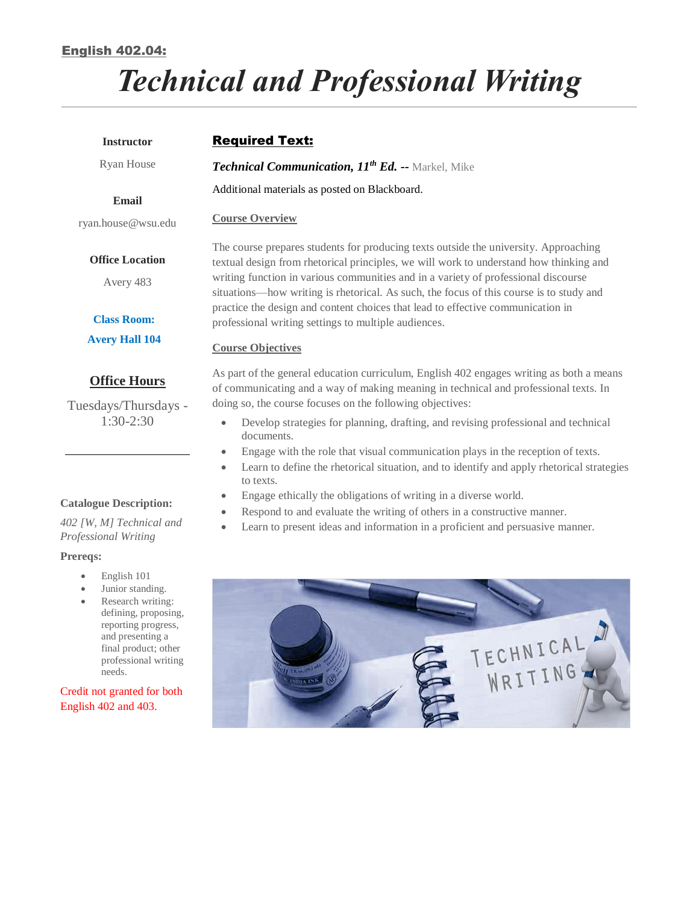**English 402.04:**

# *Technical and Professional Writing*

**Instructor**

Ryan House

**Email**

ryan.house@wsu.edu

**Office Location**

Avery 483

**Class Room:**

**Avery Hall 104**

## Office Hours

Tuesdays/Thursdays - 1:30-2:30

**Catalogue Description:**

*402 [W, M] Technical and Professional Writing*

**Prereqs:**

- English 101
- Junior standing.
- Research writing: defining, proposing, reporting progress, and presenting a final product; other professional writing needs.

Credit not granted for both English 402 and 403.

## Required Text:

***Technical Communication, 11th Ed. --*** Markel, Mike

Additional materials as posted on Blackboard.

### Course Overview

The course prepares students for producing texts outside the university. Approaching textual design from rhetorical principles, we will work to understand how thinking and writing function in various communities and in a variety of professional discourse situations—how writing is rhetorical. As such, the focus of this course is to study and practice the design and content choices that lead to effective communication in professional writing settings to multiple audiences.

### Course Objectives

As part of the general education curriculum, English 402 engages writing as both a means of communicating and a way of making meaning in technical and professional texts. In doing so, the course focuses on the following objectives:

- Develop strategies for planning, drafting, and revising professional and technical documents.
- Engage with the role that visual communication plays in the reception of texts.
- Learn to define the rhetorical situation, and to identify and apply rhetorical strategies to texts.
- Engage ethically the obligations of writing in a diverse world.
- Respond to and evaluate the writing of others in a constructive manner.
- Learn to present ideas and information in a proficient and persuasive manner.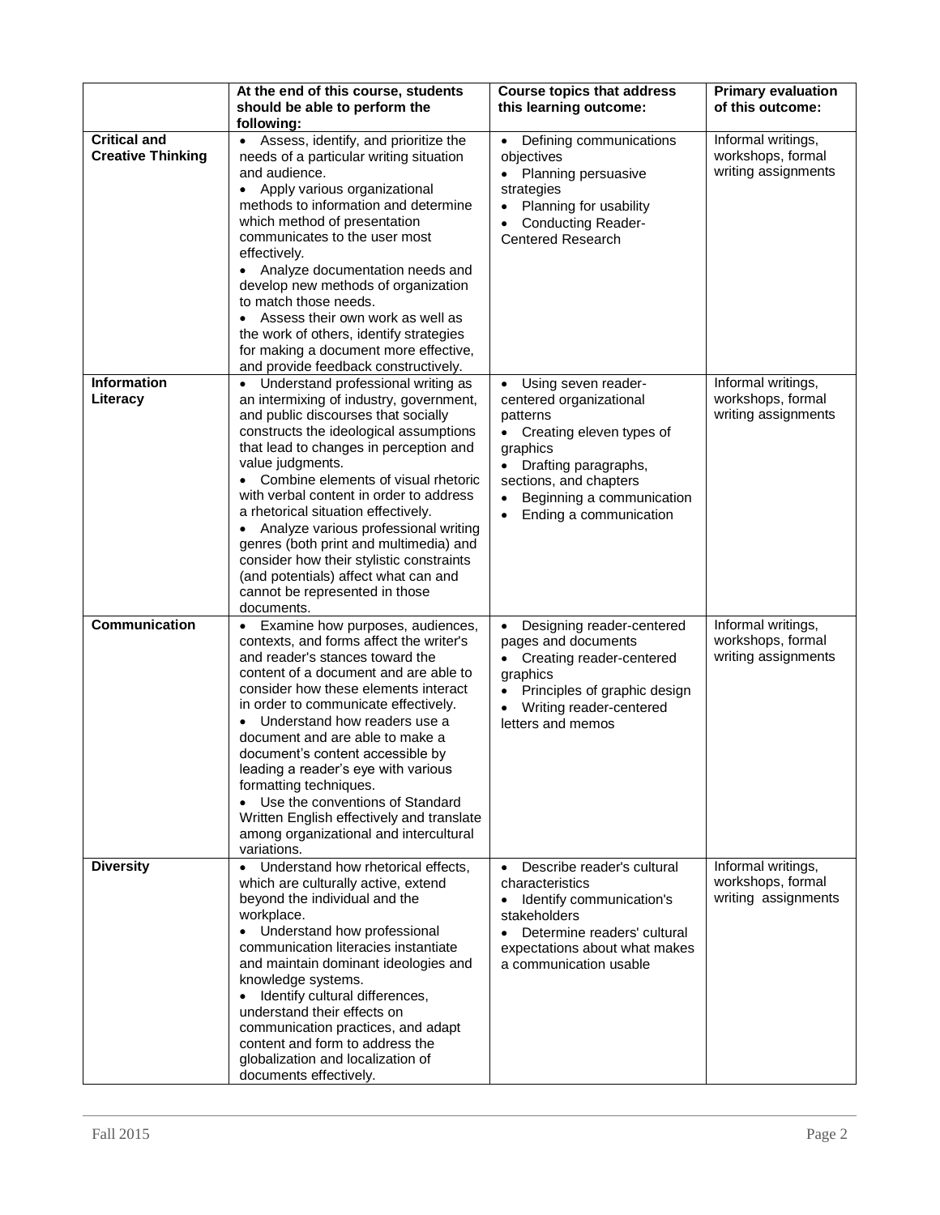| | At the end of this course, students should be able to perform the following: | Course topics that address this learning outcome: | Primary evaluation of this outcome: |
|---|---|---|---|
| **Critical and Creative Thinking** | • Assess, identify, and prioritize the needs of a particular writing situation and audience.<br>• Apply various organizational methods to information and determine which method of presentation communicates to the user most effectively.<br>• Analyze documentation needs and develop new methods of organization to match those needs.<br>• Assess their own work as well as the work of others, identify strategies for making a document more effective, and provide feedback constructively. | • Defining communications objectives<br>• Planning persuasive strategies<br>• Planning for usability<br>• Conducting Reader-Centered Research | Informal writings, workshops, formal writing assignments |
| **Information Literacy** | • Understand professional writing as an intermixing of industry, government, and public discourses that socially constructs the ideological assumptions that lead to changes in perception and value judgments.<br>• Combine elements of visual rhetoric with verbal content in order to address a rhetorical situation effectively.<br>• Analyze various professional writing genres (both print and multimedia) and consider how their stylistic constraints (and potentials) affect what can and cannot be represented in those documents. | • Using seven reader-centered organizational patterns<br>• Creating eleven types of graphics<br>• Drafting paragraphs, sections, and chapters<br>• Beginning a communication<br>• Ending a communication | Informal writings, workshops, formal writing assignments |
| **Communication** | • Examine how purposes, audiences, contexts, and forms affect the writer's and reader's stances toward the content of a document and are able to consider how these elements interact in order to communicate effectively.<br>• Understand how readers use a document and are able to make a document's content accessible by leading a reader's eye with various formatting techniques.<br>• Use the conventions of Standard Written English effectively and translate among organizational and intercultural variations. | • Designing reader-centered pages and documents<br>• Creating reader-centered graphics<br>• Principles of graphic design<br>• Writing reader-centered letters and memos | Informal writings, workshops, formal writing assignments |
| **Diversity** | • Understand how rhetorical effects, which are culturally active, extend beyond the individual and the workplace.<br>• Understand how professional communication literacies instantiate and maintain dominant ideologies and knowledge systems.<br>• Identify cultural differences, understand their effects on communication practices, and adapt content and form to address the globalization and localization of documents effectively. | • Describe reader's cultural characteristics<br>• Identify communication's stakeholders<br>• Determine readers' cultural expectations about what makes a communication usable | Informal writings, workshops, formal writing assignments |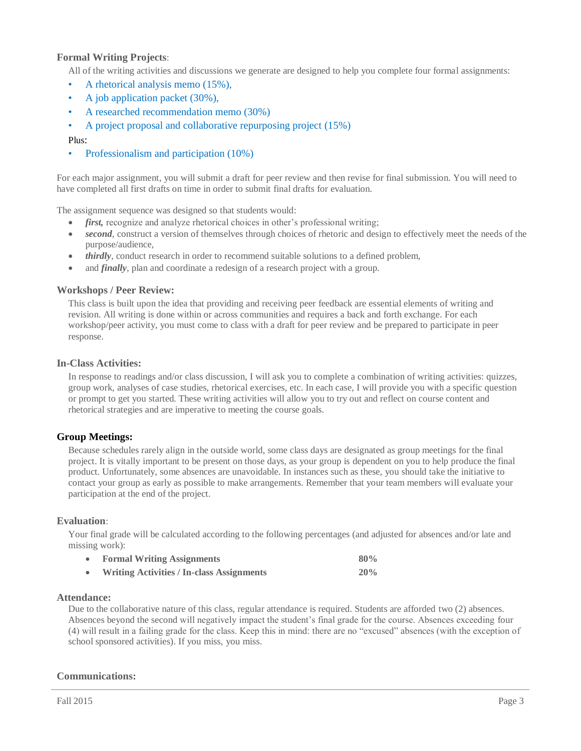### Formal Writing Projects:

All of the writing activities and discussions we generate are designed to help you complete four formal assignments:

- A rhetorical analysis memo (15%),
- A job application packet (30%),
- A researched recommendation memo (30%)
- A project proposal and collaborative repurposing project (15%)

Plus:

- Professionalism and participation (10%)

For each major assignment, you will submit a draft for peer review and then revise for final submission. You will need to have completed all first drafts on time in order to submit final drafts for evaluation.

The assignment sequence was designed so that students would:

- ***first,*** recognize and analyze rhetorical choices in other's professional writing;
- ***second***, construct a version of themselves through choices of rhetoric and design to effectively meet the needs of the purpose/audience,
- ***thirdly***, conduct research in order to recommend suitable solutions to a defined problem,
- and ***finally***, plan and coordinate a redesign of a research project with a group.

### Workshops / Peer Review:

This class is built upon the idea that providing and receiving peer feedback are essential elements of writing and revision. All writing is done within or across communities and requires a back and forth exchange. For each workshop/peer activity, you must come to class with a draft for peer review and be prepared to participate in peer response.

### In-Class Activities:

In response to readings and/or class discussion, I will ask you to complete a combination of writing activities: quizzes, group work, analyses of case studies, rhetorical exercises, etc. In each case, I will provide you with a specific question or prompt to get you started. These writing activities will allow you to try out and reflect on course content and rhetorical strategies and are imperative to meeting the course goals.

### Group Meetings:

Because schedules rarely align in the outside world, some class days are designated as group meetings for the final project. It is vitally important to be present on those days, as your group is dependent on you to help produce the final product. Unfortunately, some absences are unavoidable. In instances such as these, you should take the initiative to contact your group as early as possible to make arrangements. Remember that your team members will evaluate your participation at the end of the project.

### Evaluation:

Your final grade will be calculated according to the following percentages (and adjusted for absences and/or late and missing work):

- **Formal Writing Assignments** **80%**
- **Writing Activities / In-class Assignments** **20%**

### Attendance:

Due to the collaborative nature of this class, regular attendance is required. Students are afforded two (2) absences. Absences beyond the second will negatively impact the student's final grade for the course. Absences exceeding four (4) will result in a failing grade for the class. Keep this in mind: there are no "excused" absences (with the exception of school sponsored activities). If you miss, you miss.

### Communications: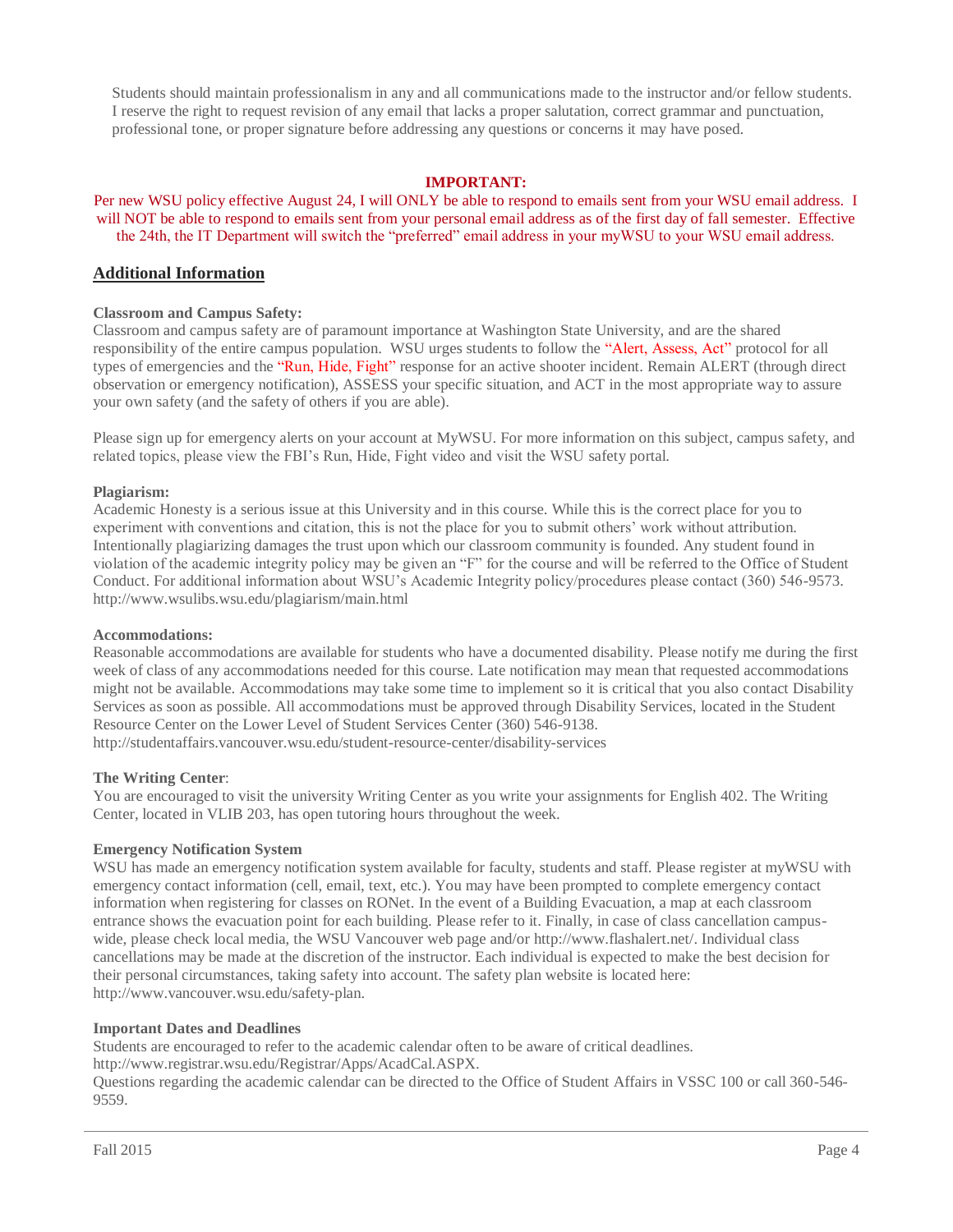Students should maintain professionalism in any and all communications made to the instructor and/or fellow students. I reserve the right to request revision of any email that lacks a proper salutation, correct grammar and punctuation, professional tone, or proper signature before addressing any questions or concerns it may have posed.

**IMPORTANT:**

Per new WSU policy effective August 24, I will ONLY be able to respond to emails sent from your WSU email address. I will NOT be able to respond to emails sent from your personal email address as of the first day of fall semester. Effective the 24th, the IT Department will switch the "preferred" email address in your myWSU to your WSU email address.

## Additional Information

**Classroom and Campus Safety:**

Classroom and campus safety are of paramount importance at Washington State University, and are the shared responsibility of the entire campus population. WSU urges students to follow the "Alert, Assess, Act" protocol for all types of emergencies and the "Run, Hide, Fight" response for an active shooter incident. Remain ALERT (through direct observation or emergency notification), ASSESS your specific situation, and ACT in the most appropriate way to assure your own safety (and the safety of others if you are able).

Please sign up for emergency alerts on your account at MyWSU. For more information on this subject, campus safety, and related topics, please view the FBI's Run, Hide, Fight video and visit the WSU safety portal.

**Plagiarism:**

Academic Honesty is a serious issue at this University and in this course. While this is the correct place for you to experiment with conventions and citation, this is not the place for you to submit others' work without attribution. Intentionally plagiarizing damages the trust upon which our classroom community is founded. Any student found in violation of the academic integrity policy may be given an "F" for the course and will be referred to the Office of Student Conduct. For additional information about WSU's Academic Integrity policy/procedures please contact (360) 546-9573. http://www.wsulibs.wsu.edu/plagiarism/main.html

**Accommodations:**

Reasonable accommodations are available for students who have a documented disability. Please notify me during the first week of class of any accommodations needed for this course. Late notification may mean that requested accommodations might not be available. Accommodations may take some time to implement so it is critical that you also contact Disability Services as soon as possible. All accommodations must be approved through Disability Services, located in the Student Resource Center on the Lower Level of Student Services Center (360) 546-9138.
http://studentaffairs.vancouver.wsu.edu/student-resource-center/disability-services

**The Writing Center**:

You are encouraged to visit the university Writing Center as you write your assignments for English 402. The Writing Center, located in VLIB 203, has open tutoring hours throughout the week.

**Emergency Notification System**

WSU has made an emergency notification system available for faculty, students and staff. Please register at myWSU with emergency contact information (cell, email, text, etc.). You may have been prompted to complete emergency contact information when registering for classes on RONet. In the event of a Building Evacuation, a map at each classroom entrance shows the evacuation point for each building. Please refer to it. Finally, in case of class cancellation campus-wide, please check local media, the WSU Vancouver web page and/or http://www.flashalert.net/. Individual class cancellations may be made at the discretion of the instructor. Each individual is expected to make the best decision for their personal circumstances, taking safety into account. The safety plan website is located here: http://www.vancouver.wsu.edu/safety-plan.

**Important Dates and Deadlines**

Students are encouraged to refer to the academic calendar often to be aware of critical deadlines.
http://www.registrar.wsu.edu/Registrar/Apps/AcadCal.ASPX.
Questions regarding the academic calendar can be directed to the Office of Student Affairs in VSSC 100 or call 360-546-9559.